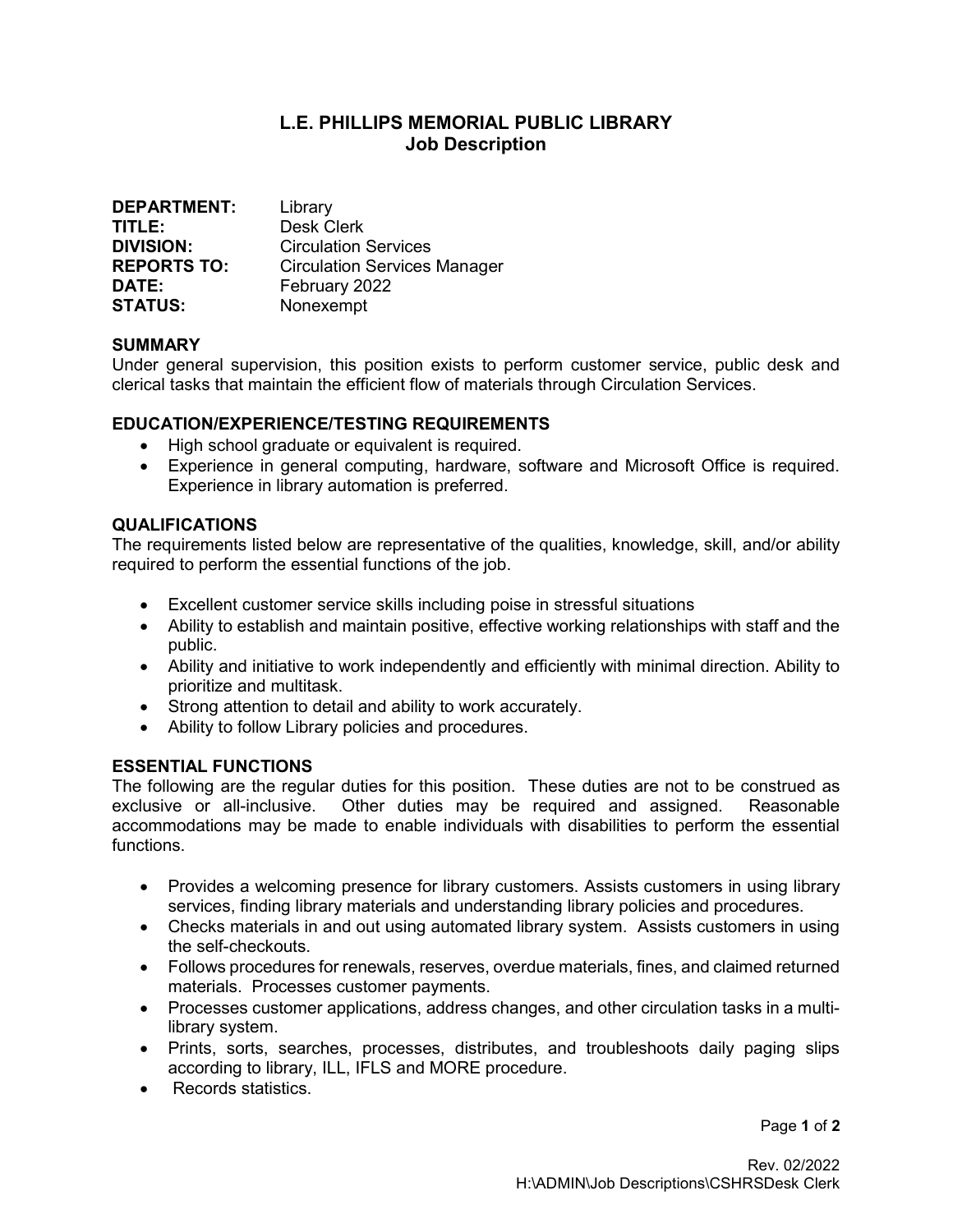# L.E. PHILLIPS MEMORIAL PUBLIC LIBRARY
## Job Description

**DEPARTMENT:** Library
**TITLE:** Desk Clerk
**DIVISION:** Circulation Services
**REPORTS TO:** Circulation Services Manager
**DATE:** February 2022
**STATUS:** Nonexempt

### SUMMARY

Under general supervision, this position exists to perform customer service, public desk and clerical tasks that maintain the efficient flow of materials through Circulation Services.

### EDUCATION/EXPERIENCE/TESTING REQUIREMENTS

- High school graduate or equivalent is required.
- Experience in general computing, hardware, software and Microsoft Office is required. Experience in library automation is preferred.

### QUALIFICATIONS

The requirements listed below are representative of the qualities, knowledge, skill, and/or ability required to perform the essential functions of the job.

- Excellent customer service skills including poise in stressful situations
- Ability to establish and maintain positive, effective working relationships with staff and the public.
- Ability and initiative to work independently and efficiently with minimal direction. Ability to prioritize and multitask.
- Strong attention to detail and ability to work accurately.
- Ability to follow Library policies and procedures.

### ESSENTIAL FUNCTIONS

The following are the regular duties for this position. These duties are not to be construed as exclusive or all-inclusive. Other duties may be required and assigned. Reasonable accommodations may be made to enable individuals with disabilities to perform the essential functions.

- Provides a welcoming presence for library customers. Assists customers in using library services, finding library materials and understanding library policies and procedures.
- Checks materials in and out using automated library system. Assists customers in using the self-checkouts.
- Follows procedures for renewals, reserves, overdue materials, fines, and claimed returned materials. Processes customer payments.
- Processes customer applications, address changes, and other circulation tasks in a multi-library system.
- Prints, sorts, searches, processes, distributes, and troubleshoots daily paging slips according to library, ILL, IFLS and MORE procedure.
- Records statistics.

Rev. 02/2022
H:\ADMIN\Job Descriptions\CSHRSDesk Clerk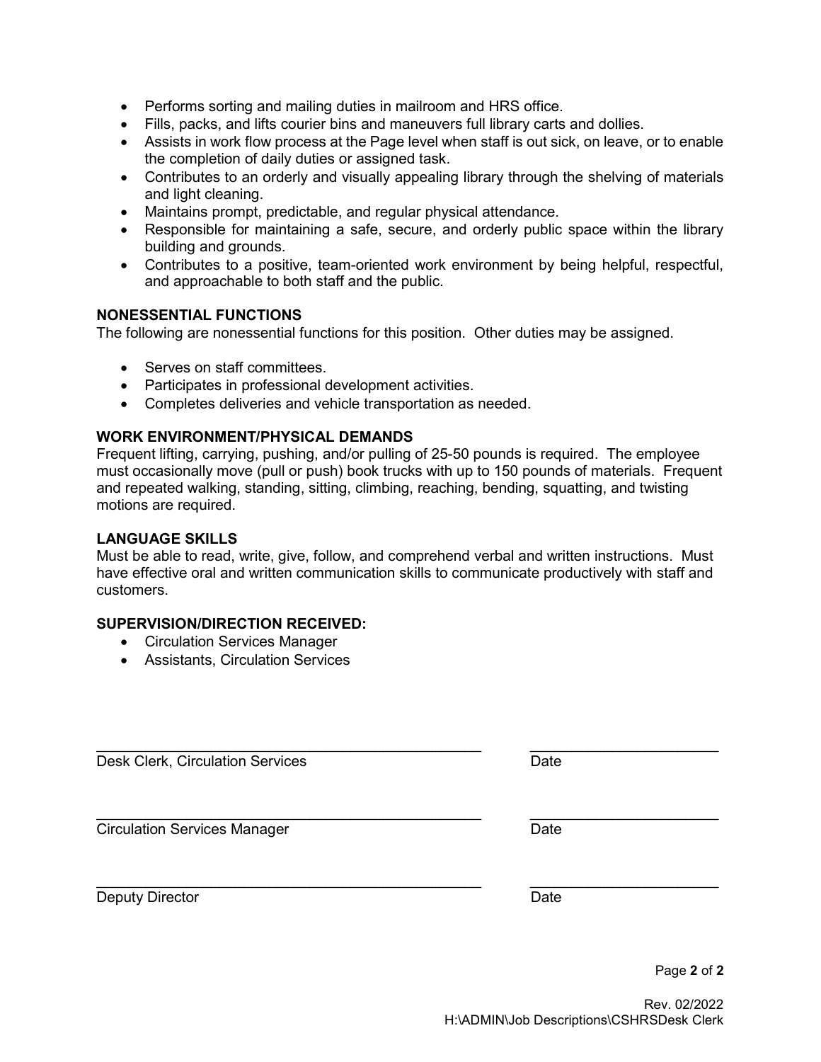- Performs sorting and mailing duties in mailroom and HRS office.
- Fills, packs, and lifts courier bins and maneuvers full library carts and dollies.
- Assists in work flow process at the Page level when staff is out sick, on leave, or to enable the completion of daily duties or assigned task.
- Contributes to an orderly and visually appealing library through the shelving of materials and light cleaning.
- Maintains prompt, predictable, and regular physical attendance.
- Responsible for maintaining a safe, secure, and orderly public space within the library building and grounds.
- Contributes to a positive, team-oriented work environment by being helpful, respectful, and approachable to both staff and the public.

**NONESSENTIAL FUNCTIONS**

The following are nonessential functions for this position. Other duties may be assigned.

- Serves on staff committees.
- Participates in professional development activities.
- Completes deliveries and vehicle transportation as needed.

**WORK ENVIRONMENT/PHYSICAL DEMANDS**

Frequent lifting, carrying, pushing, and/or pulling of 25-50 pounds is required. The employee must occasionally move (pull or push) book trucks with up to 150 pounds of materials. Frequent and repeated walking, standing, sitting, climbing, reaching, bending, squatting, and twisting motions are required.

**LANGUAGE SKILLS**

Must be able to read, write, give, follow, and comprehend verbal and written instructions. Must have effective oral and written communication skills to communicate productively with staff and customers.

**SUPERVISION/DIRECTION RECEIVED:**

- Circulation Services Manager
- Assistants, Circulation Services

_______________________________________________ ________________________

Desk Clerk, Circulation Services Date

_______________________________________________ ________________________

Circulation Services Manager Date

_______________________________________________ ________________________

Deputy Director Date

Rev. 02/2022

H:\ADMIN\Job Descriptions\CSHRSDesk Clerk